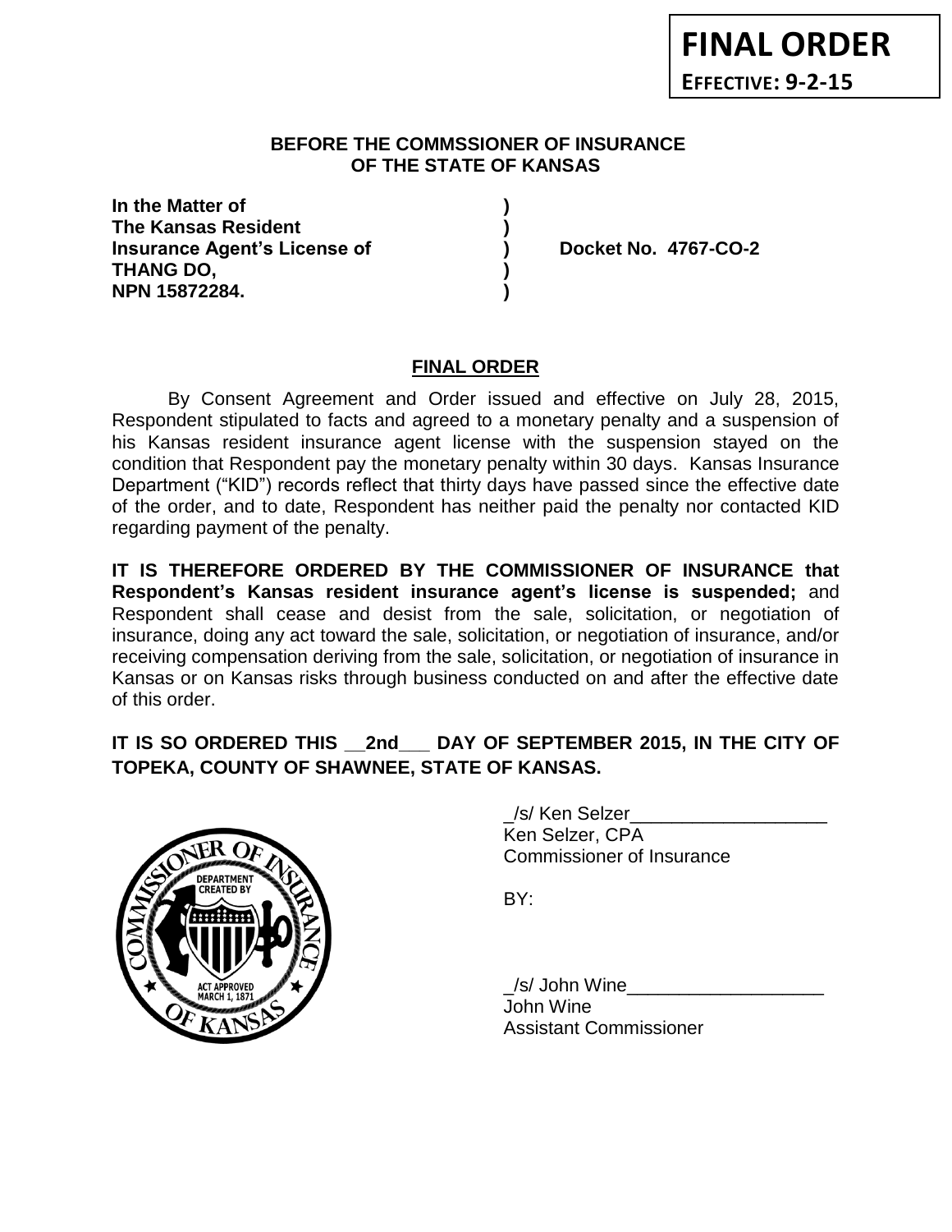**FINAL ORDER**

**EFFECTIVE: 9-2-15**

**BEFORE THE COMMSSIONER OF INSURANCE**
**OF THE STATE OF KANSAS**

| | | |
|---|---|---|
| **In the Matter of** | **)** | |
| **The Kansas Resident** | **)** | |
| **Insurance Agent's License of** | **)** | **Docket No. 4767-CO-2** |
| **THANG DO,** | **)** | |
| **NPN 15872284.** | **)** | |

## FINAL ORDER

By Consent Agreement and Order issued and effective on July 28, 2015, Respondent stipulated to facts and agreed to a monetary penalty and a suspension of his Kansas resident insurance agent license with the suspension stayed on the condition that Respondent pay the monetary penalty within 30 days. Kansas Insurance Department ("KID") records reflect that thirty days have passed since the effective date of the order, and to date, Respondent has neither paid the penalty nor contacted KID regarding payment of the penalty.

**IT IS THEREFORE ORDERED BY THE COMMISSIONER OF INSURANCE that Respondent's Kansas resident insurance agent's license is suspended;** and Respondent shall cease and desist from the sale, solicitation, or negotiation of insurance, doing any act toward the sale, solicitation, or negotiation of insurance, and/or receiving compensation deriving from the sale, solicitation, or negotiation of insurance in Kansas or on Kansas risks through business conducted on and after the effective date of this order.

**IT IS SO ORDERED THIS __2nd___ DAY OF SEPTEMBER 2015, IN THE CITY OF TOPEKA, COUNTY OF SHAWNEE, STATE OF KANSAS.**

_/s/ Ken Selzer___________________
Ken Selzer, CPA
Commissioner of Insurance

BY:

_/s/ John Wine___________________
John Wine
Assistant Commissioner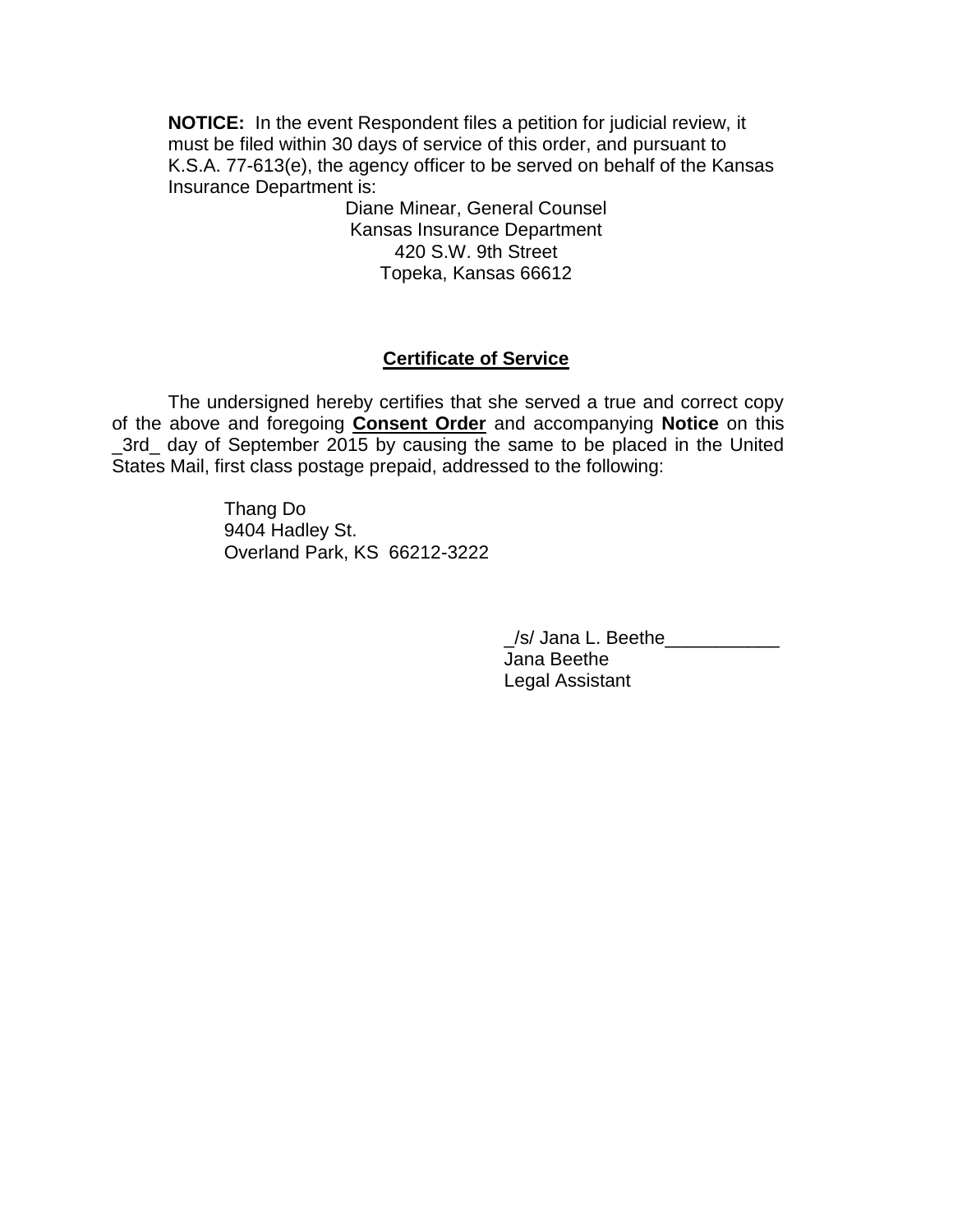**NOTICE:** In the event Respondent files a petition for judicial review, it must be filed within 30 days of service of this order, and pursuant to K.S.A. 77-613(e), the agency officer to be served on behalf of the Kansas Insurance Department is:

Diane Minear, General Counsel
Kansas Insurance Department
420 S.W. 9th Street
Topeka, Kansas 66612

## Certificate of Service

The undersigned hereby certifies that she served a true and correct copy of the above and foregoing **Consent Order** and accompanying **Notice** on this _3rd_ day of September 2015 by causing the same to be placed in the United States Mail, first class postage prepaid, addressed to the following:

Thang Do
9404 Hadley St.
Overland Park, KS 66212-3222

_/s/ Jana L. Beethe___________
Jana Beethe
Legal Assistant